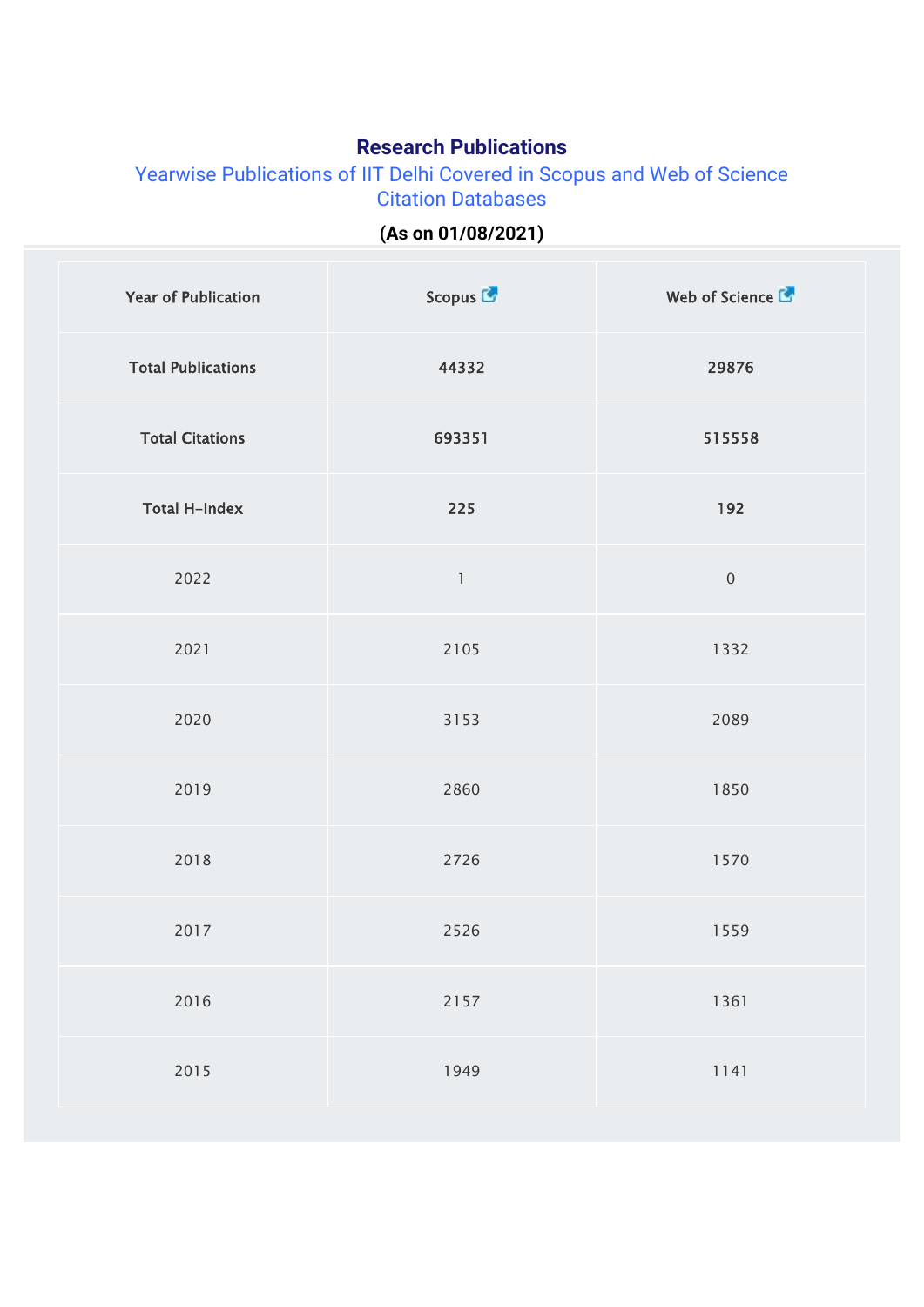# Research Publications

## Yearwise Publications of IIT Delhi Covered in Scopus and Web of Science Citation Databases

**(As on 01/08/2021)**

| Year of Publication | Scopus | Web of Science |
|---|---|---|
| **Total Publications** | **44332** | **29876** |
| **Total Citations** | **693351** | **515558** |
| **Total H-Index** | **225** | **192** |
| 2022 | 1 | 0 |
| 2021 | 2105 | 1332 |
| 2020 | 3153 | 2089 |
| 2019 | 2860 | 1850 |
| 2018 | 2726 | 1570 |
| 2017 | 2526 | 1559 |
| 2016 | 2157 | 1361 |
| 2015 | 1949 | 1141 |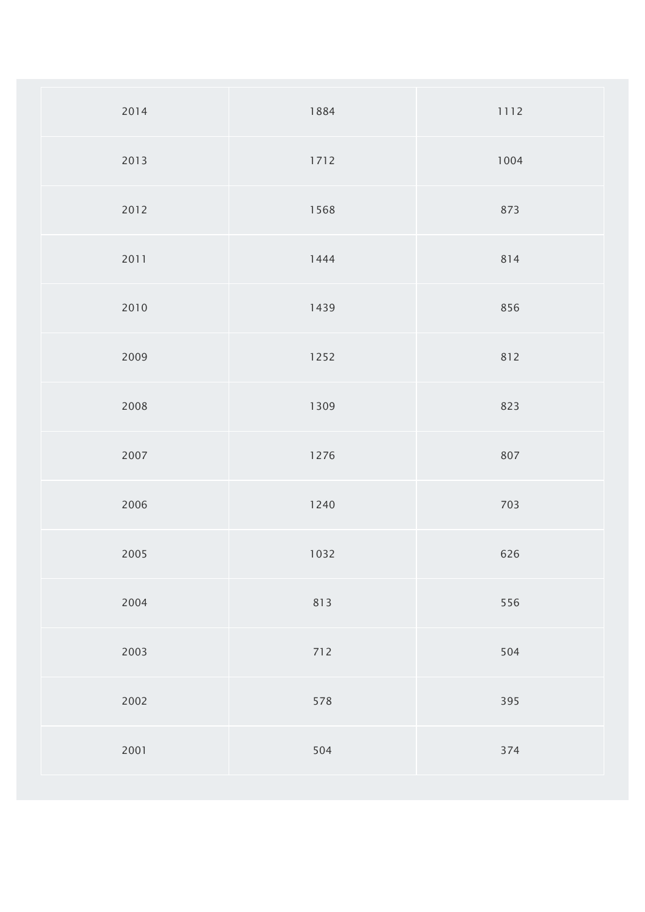| | | |
|---|---|---|
| 2014 | 1884 | 1112 |
| 2013 | 1712 | 1004 |
| 2012 | 1568 | 873 |
| 2011 | 1444 | 814 |
| 2010 | 1439 | 856 |
| 2009 | 1252 | 812 |
| 2008 | 1309 | 823 |
| 2007 | 1276 | 807 |
| 2006 | 1240 | 703 |
| 2005 | 1032 | 626 |
| 2004 | 813 | 556 |
| 2003 | 712 | 504 |
| 2002 | 578 | 395 |
| 2001 | 504 | 374 |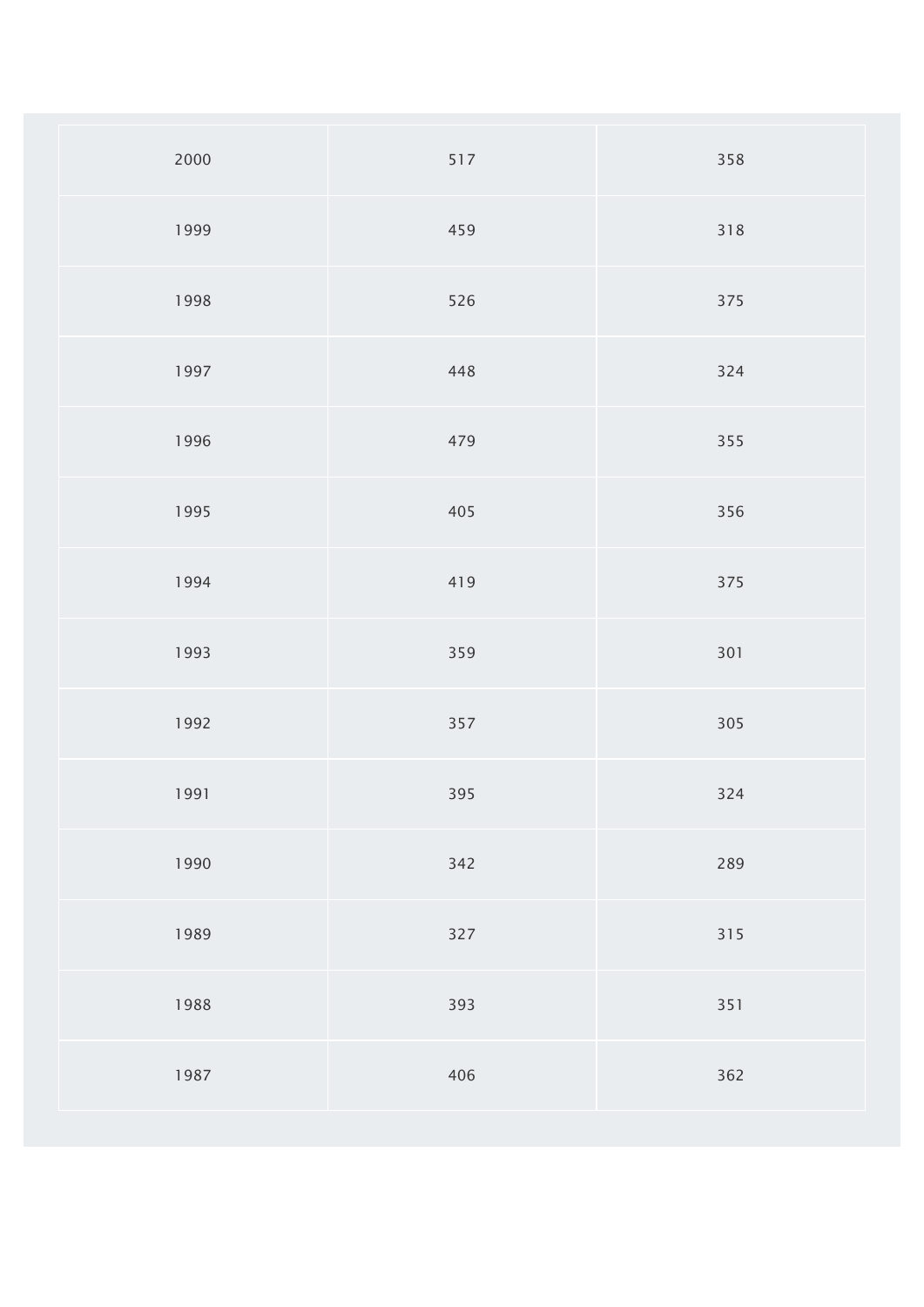| | | |
|---|---|---|
| 2000 | 517 | 358 |
| 1999 | 459 | 318 |
| 1998 | 526 | 375 |
| 1997 | 448 | 324 |
| 1996 | 479 | 355 |
| 1995 | 405 | 356 |
| 1994 | 419 | 375 |
| 1993 | 359 | 301 |
| 1992 | 357 | 305 |
| 1991 | 395 | 324 |
| 1990 | 342 | 289 |
| 1989 | 327 | 315 |
| 1988 | 393 | 351 |
| 1987 | 406 | 362 |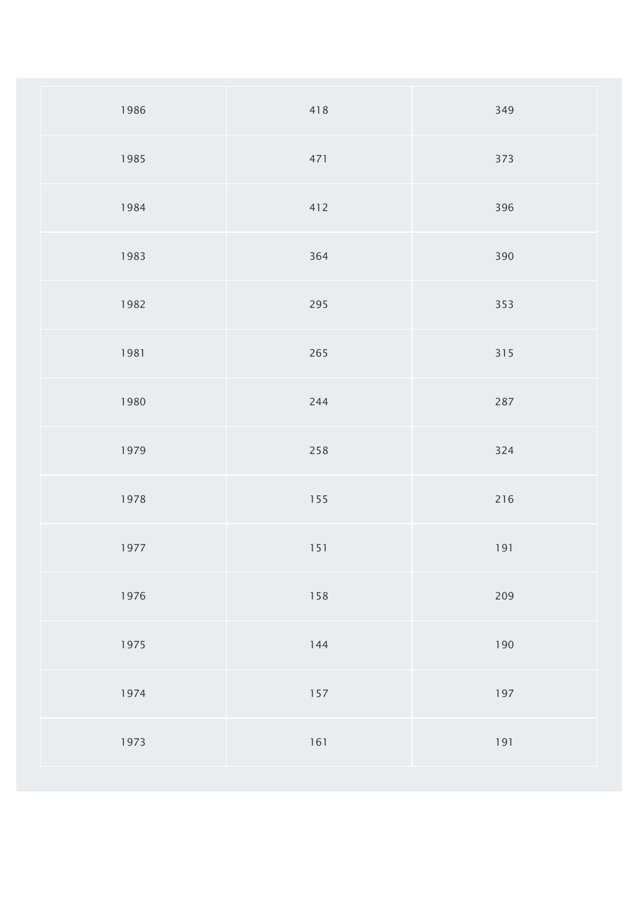| | | |
|---|---|---|
| 1986 | 418 | 349 |
| 1985 | 471 | 373 |
| 1984 | 412 | 396 |
| 1983 | 364 | 390 |
| 1982 | 295 | 353 |
| 1981 | 265 | 315 |
| 1980 | 244 | 287 |
| 1979 | 258 | 324 |
| 1978 | 155 | 216 |
| 1977 | 151 | 191 |
| 1976 | 158 | 209 |
| 1975 | 144 | 190 |
| 1974 | 157 | 197 |
| 1973 | 161 | 191 |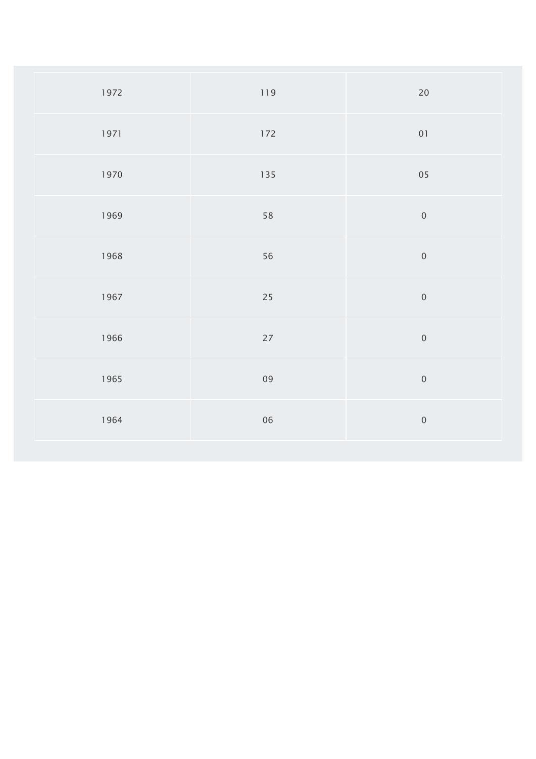| | | |
|---|---|---|
| 1972 | 119 | 20 |
| 1971 | 172 | 01 |
| 1970 | 135 | 05 |
| 1969 | 58 | 0 |
| 1968 | 56 | 0 |
| 1967 | 25 | 0 |
| 1966 | 27 | 0 |
| 1965 | 09 | 0 |
| 1964 | 06 | 0 |